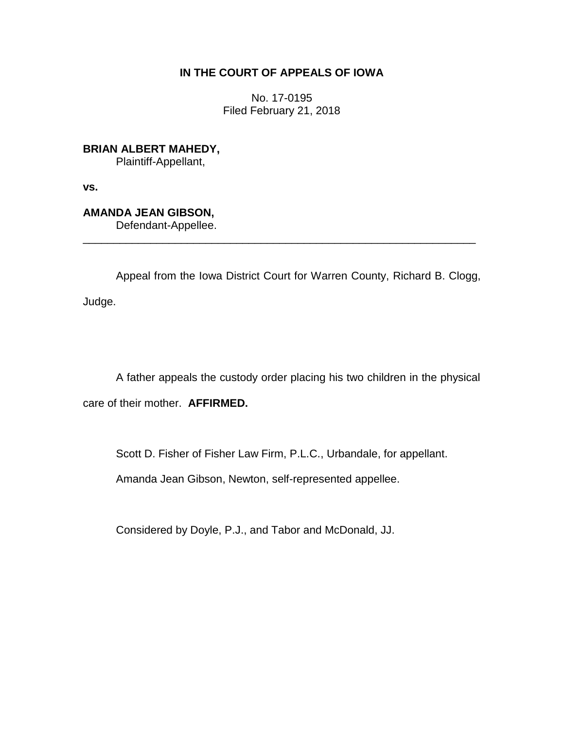**IN THE COURT OF APPEALS OF IOWA**

No. 17-0195
Filed February 21, 2018

**BRIAN ALBERT MAHEDY,**
Plaintiff-Appellant,

**vs.**

**AMANDA JEAN GIBSON,**
Defendant-Appellee.

---

Appeal from the Iowa District Court for Warren County, Richard B. Clogg, Judge.

A father appeals the custody order placing his two children in the physical care of their mother. **AFFIRMED.**

Scott D. Fisher of Fisher Law Firm, P.L.C., Urbandale, for appellant.

Amanda Jean Gibson, Newton, self-represented appellee.

Considered by Doyle, P.J., and Tabor and McDonald, JJ.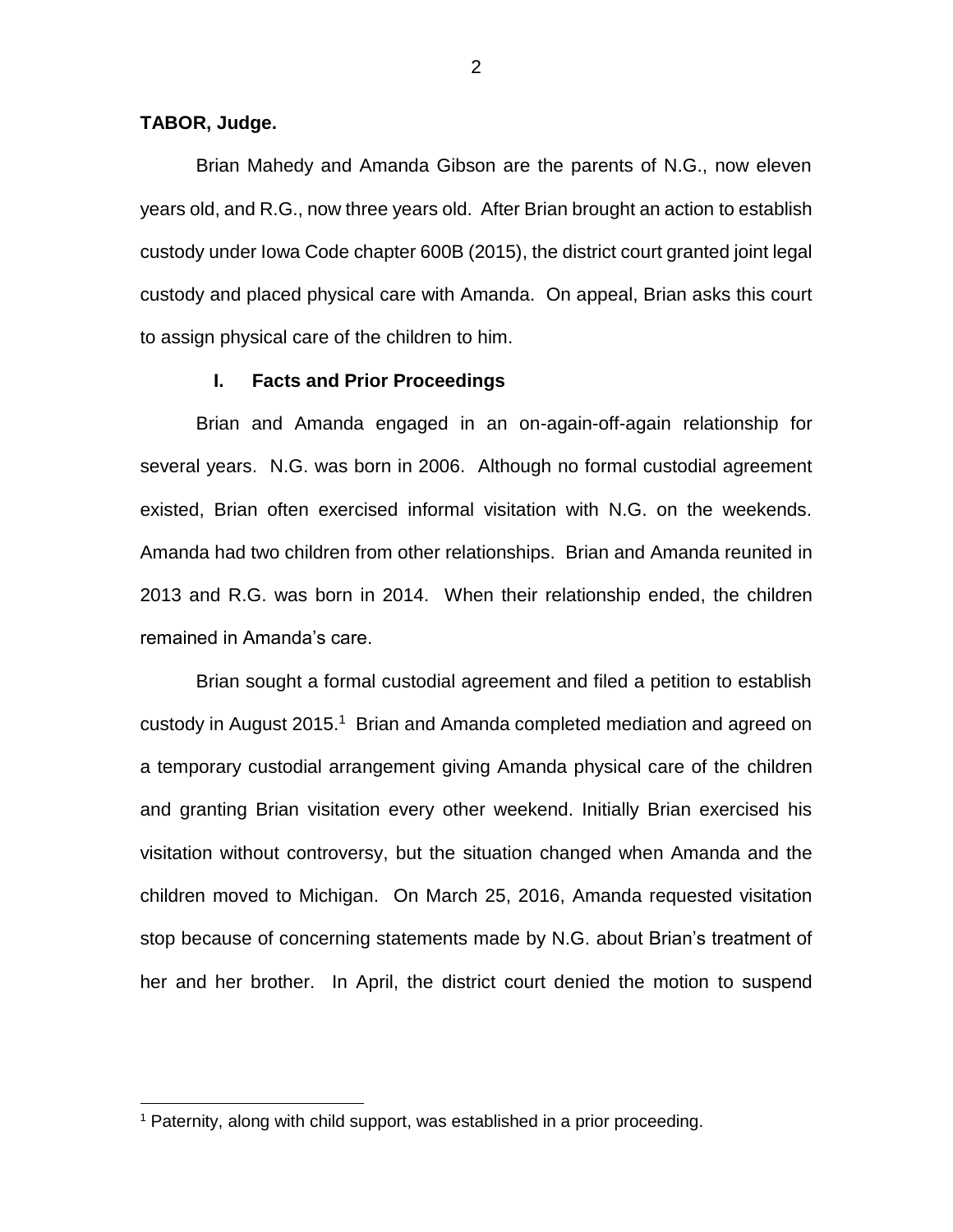**TABOR, Judge.**

Brian Mahedy and Amanda Gibson are the parents of N.G., now eleven years old, and R.G., now three years old. After Brian brought an action to establish custody under Iowa Code chapter 600B (2015), the district court granted joint legal custody and placed physical care with Amanda. On appeal, Brian asks this court to assign physical care of the children to him.

## I. Facts and Prior Proceedings

Brian and Amanda engaged in an on-again-off-again relationship for several years. N.G. was born in 2006. Although no formal custodial agreement existed, Brian often exercised informal visitation with N.G. on the weekends. Amanda had two children from other relationships. Brian and Amanda reunited in 2013 and R.G. was born in 2014. When their relationship ended, the children remained in Amanda's care.

Brian sought a formal custodial agreement and filed a petition to establish custody in August 2015.[1] Brian and Amanda completed mediation and agreed on a temporary custodial arrangement giving Amanda physical care of the children and granting Brian visitation every other weekend. Initially Brian exercised his visitation without controversy, but the situation changed when Amanda and the children moved to Michigan. On March 25, 2016, Amanda requested visitation stop because of concerning statements made by N.G. about Brian's treatment of her and her brother. In April, the district court denied the motion to suspend

[1] Paternity, along with child support, was established in a prior proceeding.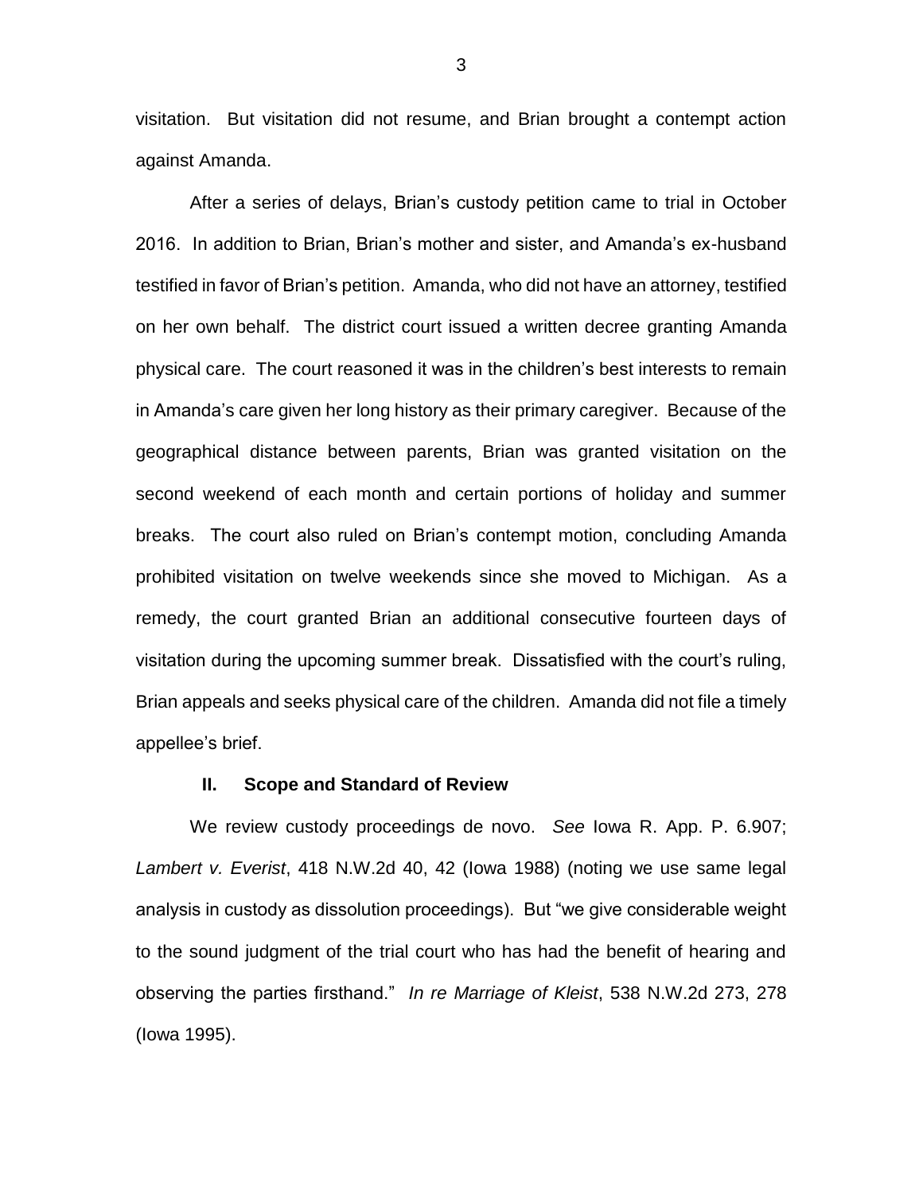visitation. But visitation did not resume, and Brian brought a contempt action against Amanda.

After a series of delays, Brian's custody petition came to trial in October 2016. In addition to Brian, Brian's mother and sister, and Amanda's ex-husband testified in favor of Brian's petition. Amanda, who did not have an attorney, testified on her own behalf. The district court issued a written decree granting Amanda physical care. The court reasoned it was in the children's best interests to remain in Amanda's care given her long history as their primary caregiver. Because of the geographical distance between parents, Brian was granted visitation on the second weekend of each month and certain portions of holiday and summer breaks. The court also ruled on Brian's contempt motion, concluding Amanda prohibited visitation on twelve weekends since she moved to Michigan. As a remedy, the court granted Brian an additional consecutive fourteen days of visitation during the upcoming summer break. Dissatisfied with the court's ruling, Brian appeals and seeks physical care of the children. Amanda did not file a timely appellee's brief.

## II. Scope and Standard of Review

We review custody proceedings de novo. *See* Iowa R. App. P. 6.907; *Lambert v. Everist*, 418 N.W.2d 40, 42 (Iowa 1988) (noting we use same legal analysis in custody as dissolution proceedings). But "we give considerable weight to the sound judgment of the trial court who has had the benefit of hearing and observing the parties firsthand." *In re Marriage of Kleist*, 538 N.W.2d 273, 278 (Iowa 1995).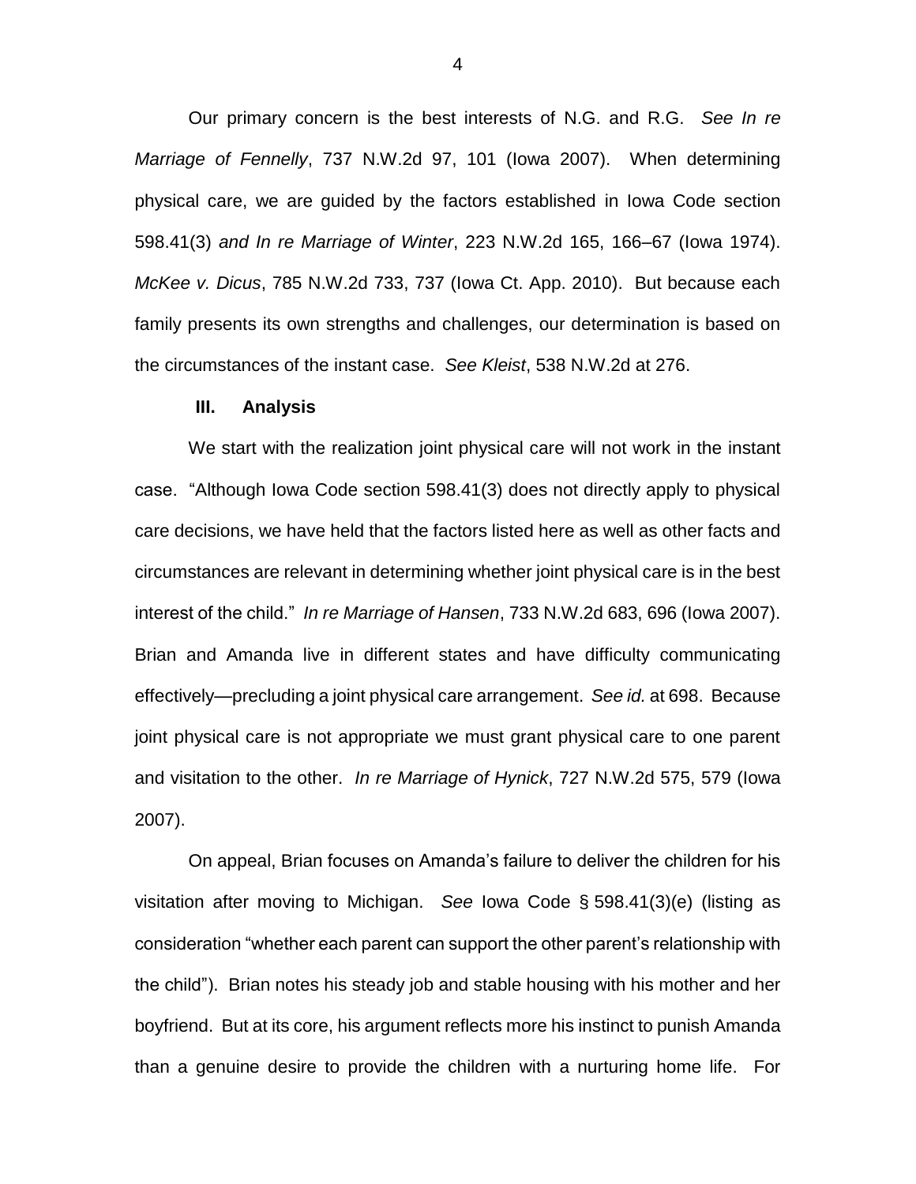Our primary concern is the best interests of N.G. and R.G. *See In re Marriage of Fennelly*, 737 N.W.2d 97, 101 (Iowa 2007). When determining physical care, we are guided by the factors established in Iowa Code section 598.41(3) *and In re Marriage of Winter*, 223 N.W.2d 165, 166–67 (Iowa 1974). *McKee v. Dicus*, 785 N.W.2d 733, 737 (Iowa Ct. App. 2010). But because each family presents its own strengths and challenges, our determination is based on the circumstances of the instant case. *See Kleist*, 538 N.W.2d at 276.

## III. Analysis

We start with the realization joint physical care will not work in the instant case. "Although Iowa Code section 598.41(3) does not directly apply to physical care decisions, we have held that the factors listed here as well as other facts and circumstances are relevant in determining whether joint physical care is in the best interest of the child." *In re Marriage of Hansen*, 733 N.W.2d 683, 696 (Iowa 2007). Brian and Amanda live in different states and have difficulty communicating effectively—precluding a joint physical care arrangement. *See id.* at 698. Because joint physical care is not appropriate we must grant physical care to one parent and visitation to the other. *In re Marriage of Hynick*, 727 N.W.2d 575, 579 (Iowa 2007).

On appeal, Brian focuses on Amanda's failure to deliver the children for his visitation after moving to Michigan. *See* Iowa Code § 598.41(3)(e) (listing as consideration "whether each parent can support the other parent's relationship with the child"). Brian notes his steady job and stable housing with his mother and her boyfriend. But at its core, his argument reflects more his instinct to punish Amanda than a genuine desire to provide the children with a nurturing home life. For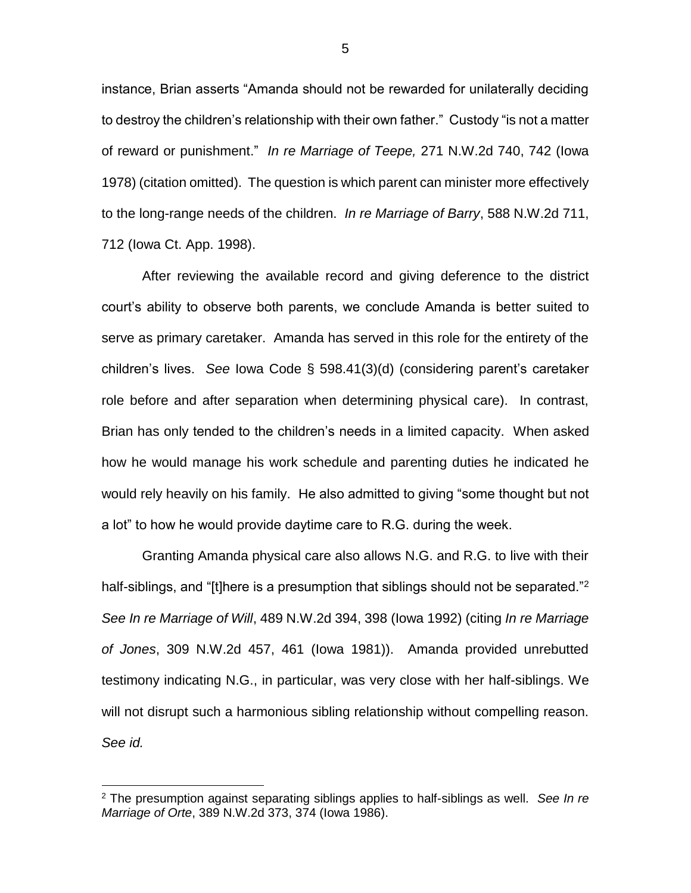instance, Brian asserts "Amanda should not be rewarded for unilaterally deciding to destroy the children's relationship with their own father." Custody "is not a matter of reward or punishment." *In re Marriage of Teepe,* 271 N.W.2d 740, 742 (Iowa 1978) (citation omitted). The question is which parent can minister more effectively to the long-range needs of the children. *In re Marriage of Barry*, 588 N.W.2d 711, 712 (Iowa Ct. App. 1998).

After reviewing the available record and giving deference to the district court's ability to observe both parents, we conclude Amanda is better suited to serve as primary caretaker. Amanda has served in this role for the entirety of the children's lives. *See* Iowa Code § 598.41(3)(d) (considering parent's caretaker role before and after separation when determining physical care). In contrast, Brian has only tended to the children's needs in a limited capacity. When asked how he would manage his work schedule and parenting duties he indicated he would rely heavily on his family. He also admitted to giving "some thought but not a lot" to how he would provide daytime care to R.G. during the week.

Granting Amanda physical care also allows N.G. and R.G. to live with their half-siblings, and "[t]here is a presumption that siblings should not be separated."[2] *See In re Marriage of Will*, 489 N.W.2d 394, 398 (Iowa 1992) (citing *In re Marriage of Jones*, 309 N.W.2d 457, 461 (Iowa 1981)). Amanda provided unrebutted testimony indicating N.G., in particular, was very close with her half-siblings. We will not disrupt such a harmonious sibling relationship without compelling reason. *See id.*

---

[2] The presumption against separating siblings applies to half-siblings as well. *See In re Marriage of Orte*, 389 N.W.2d 373, 374 (Iowa 1986).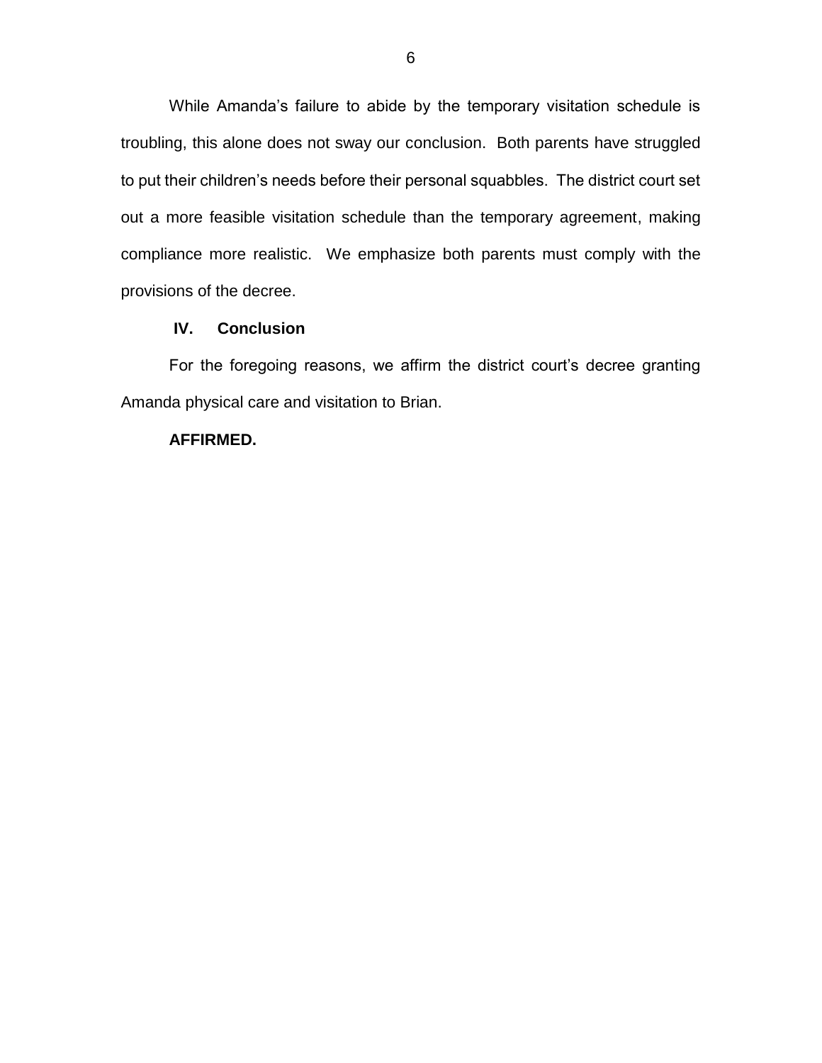While Amanda’s failure to abide by the temporary visitation schedule is troubling, this alone does not sway our conclusion. Both parents have struggled to put their children’s needs before their personal squabbles. The district court set out a more feasible visitation schedule than the temporary agreement, making compliance more realistic. We emphasize both parents must comply with the provisions of the decree.

## IV. Conclusion

For the foregoing reasons, we affirm the district court’s decree granting Amanda physical care and visitation to Brian.

**AFFIRMED.**